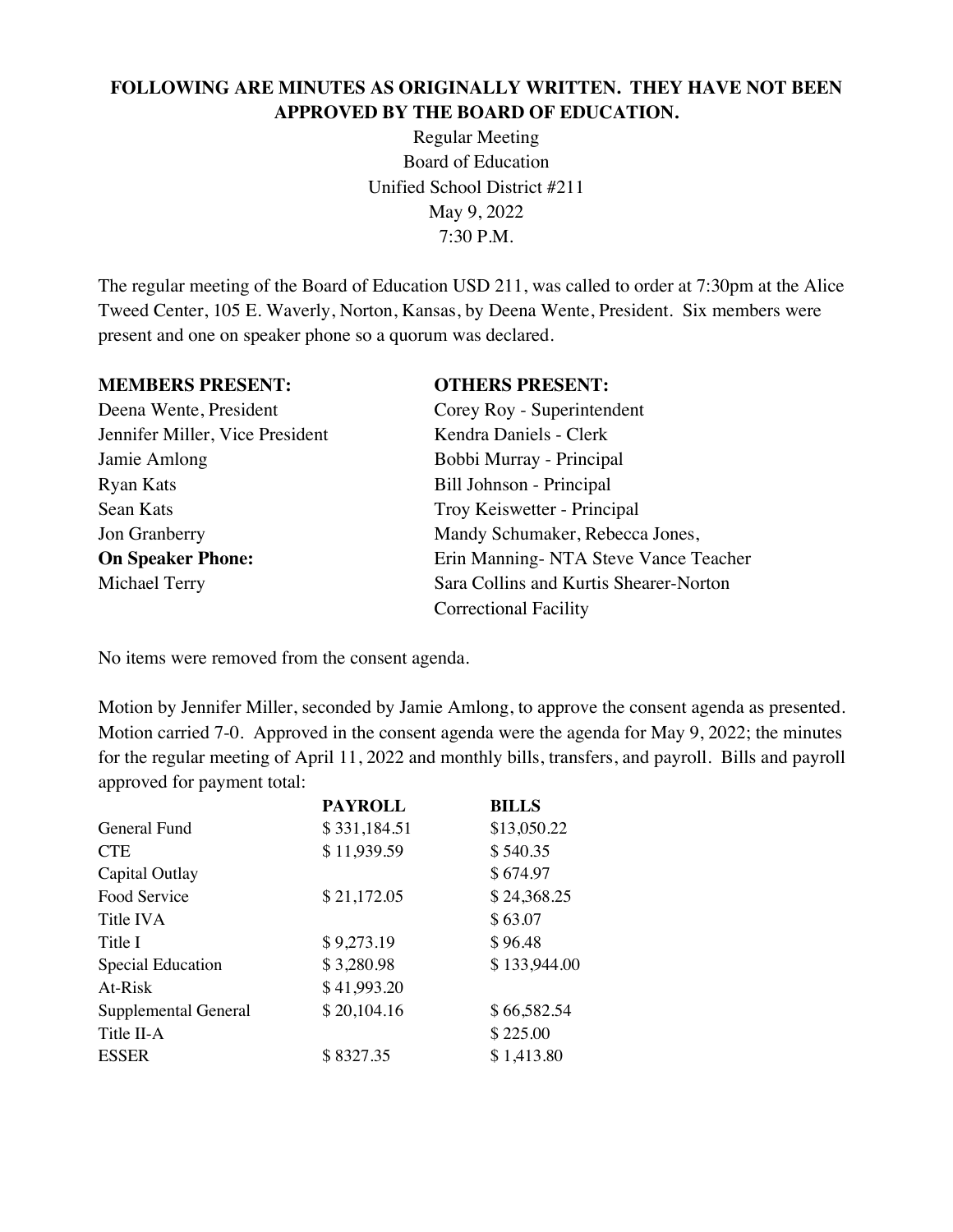**FOLLOWING ARE MINUTES AS ORIGINALLY WRITTEN. THEY HAVE NOT BEEN APPROVED BY THE BOARD OF EDUCATION.**

Regular Meeting
Board of Education
Unified School District #211
May 9, 2022
7:30 P.M.

The regular meeting of the Board of Education USD 211, was called to order at 7:30pm at the Alice Tweed Center, 105 E. Waverly, Norton, Kansas, by Deena Wente, President. Six members were present and one on speaker phone so a quorum was declared.

**MEMBERS PRESENT:**

Deena Wente, President
Jennifer Miller, Vice President
Jamie Amlong
Ryan Kats
Sean Kats
Jon Granberry

**On Speaker Phone:**

Michael Terry

**OTHERS PRESENT:**

Corey Roy - Superintendent
Kendra Daniels - Clerk
Bobbi Murray - Principal
Bill Johnson - Principal
Troy Keiswetter - Principal
Mandy Schumaker, Rebecca Jones,
Erin Manning- NTA Steve Vance Teacher
Sara Collins and Kurtis Shearer-Norton Correctional Facility

No items were removed from the consent agenda.

Motion by Jennifer Miller, seconded by Jamie Amlong, to approve the consent agenda as presented. Motion carried 7-0. Approved in the consent agenda were the agenda for May 9, 2022; the minutes for the regular meeting of April 11, 2022 and monthly bills, transfers, and payroll. Bills and payroll approved for payment total:

| | PAYROLL | BILLS |
|---|---|---|
| General Fund | $ 331,184.51 | $13,050.22 |
| CTE | $ 11,939.59 | $ 540.35 |
| Capital Outlay | | $ 674.97 |
| Food Service | $ 21,172.05 | $ 24,368.25 |
| Title IVA | | $ 63.07 |
| Title I | $ 9,273.19 | $ 96.48 |
| Special Education | $ 3,280.98 | $ 133,944.00 |
| At-Risk | $ 41,993.20 | |
| Supplemental General | $ 20,104.16 | $ 66,582.54 |
| Title II-A | | $ 225.00 |
| ESSER | $ 8327.35 | $ 1,413.80 |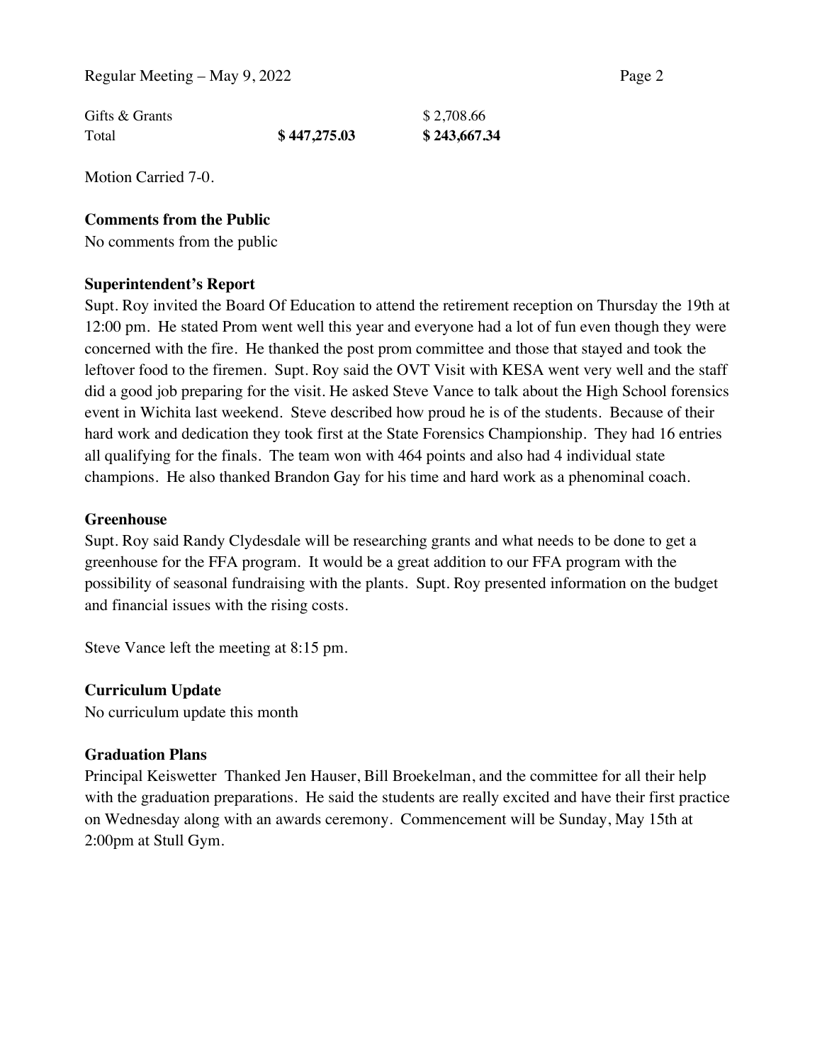| | | |
|---|---|---|
| Gifts & Grants | | $ 2,708.66 |
| Total | **$ 447,275.03** | **$ 243,667.34** |

Motion Carried 7-0.

**Comments from the Public**

No comments from the public

**Superintendent's Report**

Supt. Roy invited the Board Of Education to attend the retirement reception on Thursday the 19th at 12:00 pm. He stated Prom went well this year and everyone had a lot of fun even though they were concerned with the fire. He thanked the post prom committee and those that stayed and took the leftover food to the firemen. Supt. Roy said the OVT Visit with KESA went very well and the staff did a good job preparing for the visit. He asked Steve Vance to talk about the High School forensics event in Wichita last weekend. Steve described how proud he is of the students. Because of their hard work and dedication they took first at the State Forensics Championship. They had 16 entries all qualifying for the finals. The team won with 464 points and also had 4 individual state champions. He also thanked Brandon Gay for his time and hard work as a phenominal coach.

**Greenhouse**

Supt. Roy said Randy Clydesdale will be researching grants and what needs to be done to get a greenhouse for the FFA program. It would be a great addition to our FFA program with the possibility of seasonal fundraising with the plants. Supt. Roy presented information on the budget and financial issues with the rising costs.

Steve Vance left the meeting at 8:15 pm.

**Curriculum Update**

No curriculum update this month

**Graduation Plans**

Principal Keiswetter Thanked Jen Hauser, Bill Broekelman, and the committee for all their help with the graduation preparations. He said the students are really excited and have their first practice on Wednesday along with an awards ceremony. Commencement will be Sunday, May 15th at 2:00pm at Stull Gym.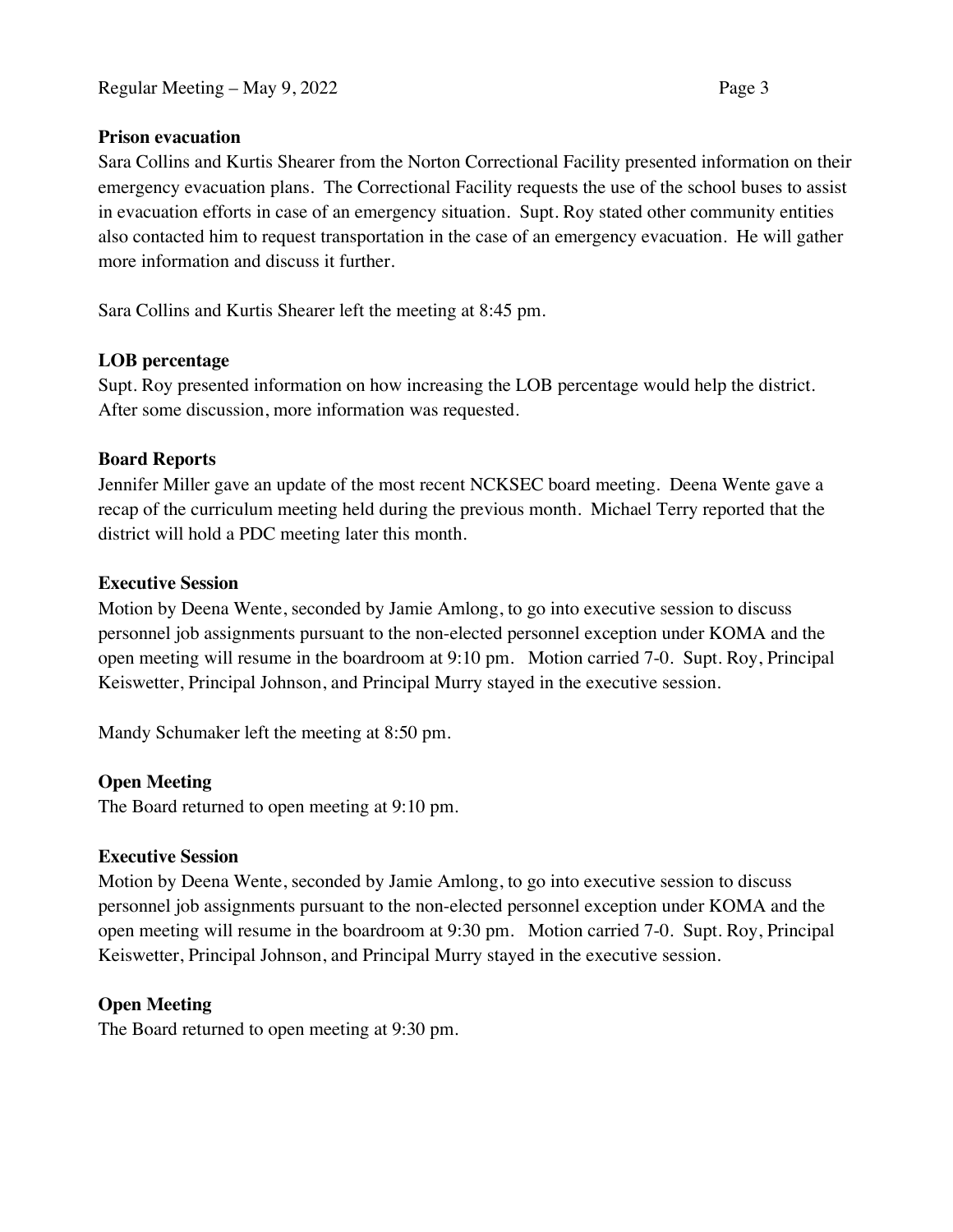**Prison evacuation**

Sara Collins and Kurtis Shearer from the Norton Correctional Facility presented information on their emergency evacuation plans. The Correctional Facility requests the use of the school buses to assist in evacuation efforts in case of an emergency situation. Supt. Roy stated other community entities also contacted him to request transportation in the case of an emergency evacuation. He will gather more information and discuss it further.

Sara Collins and Kurtis Shearer left the meeting at 8:45 pm.

**LOB percentage**

Supt. Roy presented information on how increasing the LOB percentage would help the district. After some discussion, more information was requested.

**Board Reports**

Jennifer Miller gave an update of the most recent NCKSEC board meeting. Deena Wente gave a recap of the curriculum meeting held during the previous month. Michael Terry reported that the district will hold a PDC meeting later this month.

**Executive Session**

Motion by Deena Wente, seconded by Jamie Amlong, to go into executive session to discuss personnel job assignments pursuant to the non-elected personnel exception under KOMA and the open meeting will resume in the boardroom at 9:10 pm. Motion carried 7-0. Supt. Roy, Principal Keiswetter, Principal Johnson, and Principal Murry stayed in the executive session.

Mandy Schumaker left the meeting at 8:50 pm.

**Open Meeting**

The Board returned to open meeting at 9:10 pm.

**Executive Session**

Motion by Deena Wente, seconded by Jamie Amlong, to go into executive session to discuss personnel job assignments pursuant to the non-elected personnel exception under KOMA and the open meeting will resume in the boardroom at 9:30 pm. Motion carried 7-0. Supt. Roy, Principal Keiswetter, Principal Johnson, and Principal Murry stayed in the executive session.

**Open Meeting**

The Board returned to open meeting at 9:30 pm.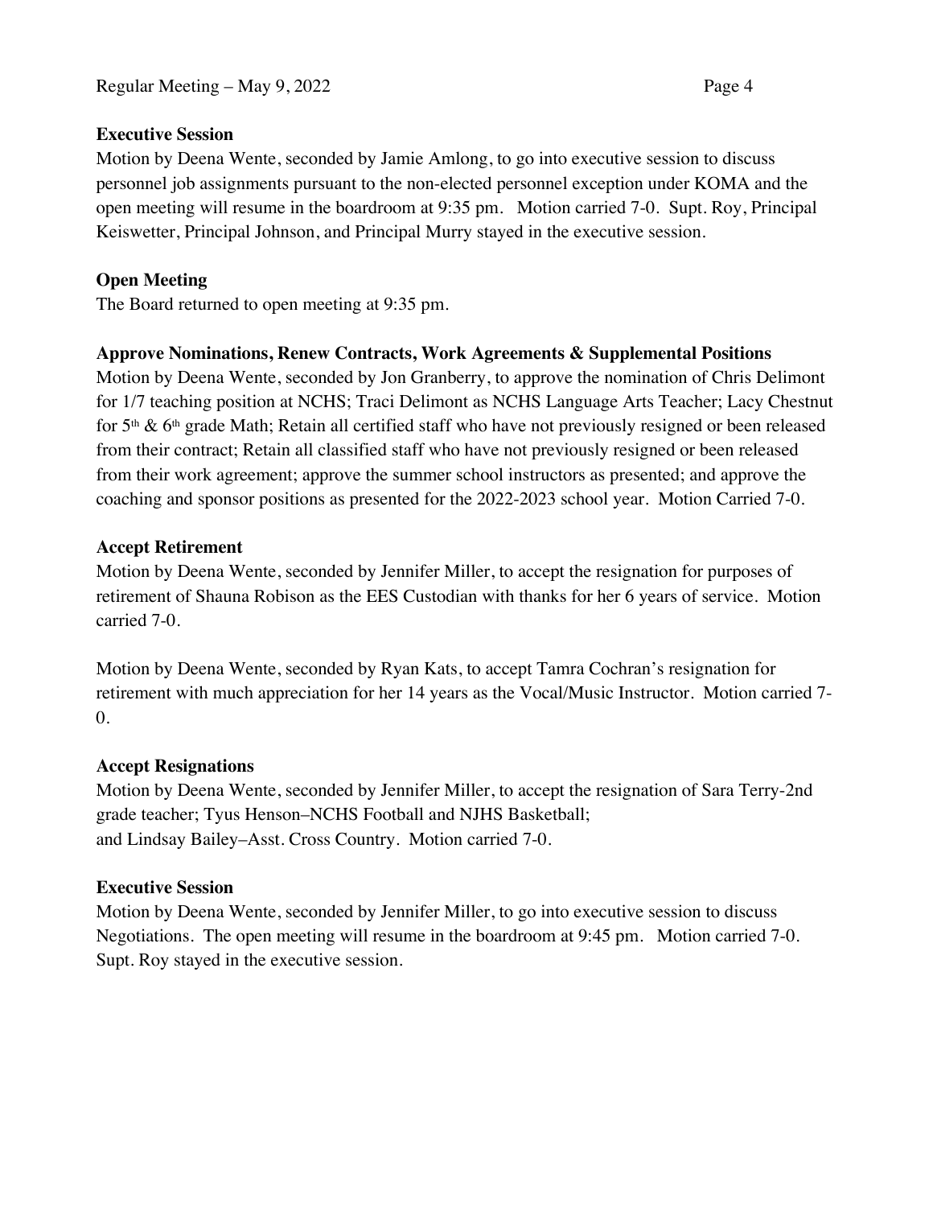**Executive Session**

Motion by Deena Wente, seconded by Jamie Amlong, to go into executive session to discuss personnel job assignments pursuant to the non-elected personnel exception under KOMA and the open meeting will resume in the boardroom at 9:35 pm. Motion carried 7-0. Supt. Roy, Principal Keiswetter, Principal Johnson, and Principal Murry stayed in the executive session.

**Open Meeting**

The Board returned to open meeting at 9:35 pm.

**Approve Nominations, Renew Contracts, Work Agreements & Supplemental Positions**

Motion by Deena Wente, seconded by Jon Granberry, to approve the nomination of Chris Delimont for 1/7 teaching position at NCHS; Traci Delimont as NCHS Language Arts Teacher; Lacy Chestnut for 5th & 6th grade Math; Retain all certified staff who have not previously resigned or been released from their contract; Retain all classified staff who have not previously resigned or been released from their work agreement; approve the summer school instructors as presented; and approve the coaching and sponsor positions as presented for the 2022-2023 school year. Motion Carried 7-0.

**Accept Retirement**

Motion by Deena Wente, seconded by Jennifer Miller, to accept the resignation for purposes of retirement of Shauna Robison as the EES Custodian with thanks for her 6 years of service. Motion carried 7-0.

Motion by Deena Wente, seconded by Ryan Kats, to accept Tamra Cochran's resignation for retirement with much appreciation for her 14 years as the Vocal/Music Instructor. Motion carried 7-0.

**Accept Resignations**

Motion by Deena Wente, seconded by Jennifer Miller, to accept the resignation of Sara Terry-2nd grade teacher; Tyus Henson–NCHS Football and NJHS Basketball; and Lindsay Bailey–Asst. Cross Country. Motion carried 7-0.

**Executive Session**

Motion by Deena Wente, seconded by Jennifer Miller, to go into executive session to discuss Negotiations. The open meeting will resume in the boardroom at 9:45 pm. Motion carried 7-0. Supt. Roy stayed in the executive session.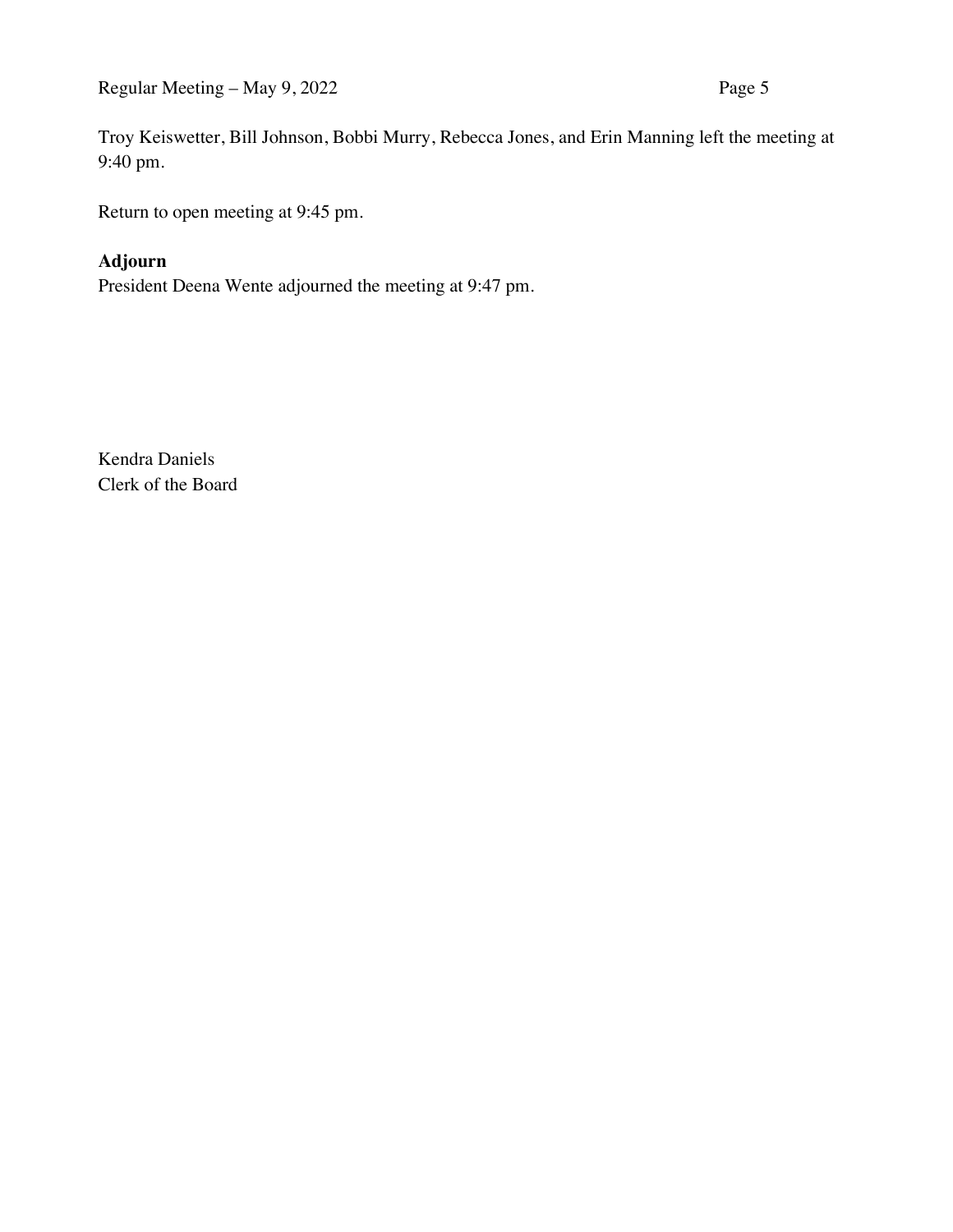Troy Keiswetter, Bill Johnson, Bobbi Murry, Rebecca Jones, and Erin Manning left the meeting at 9:40 pm.

Return to open meeting at 9:45 pm.

**Adjourn**

President Deena Wente adjourned the meeting at 9:47 pm.

Kendra Daniels
Clerk of the Board